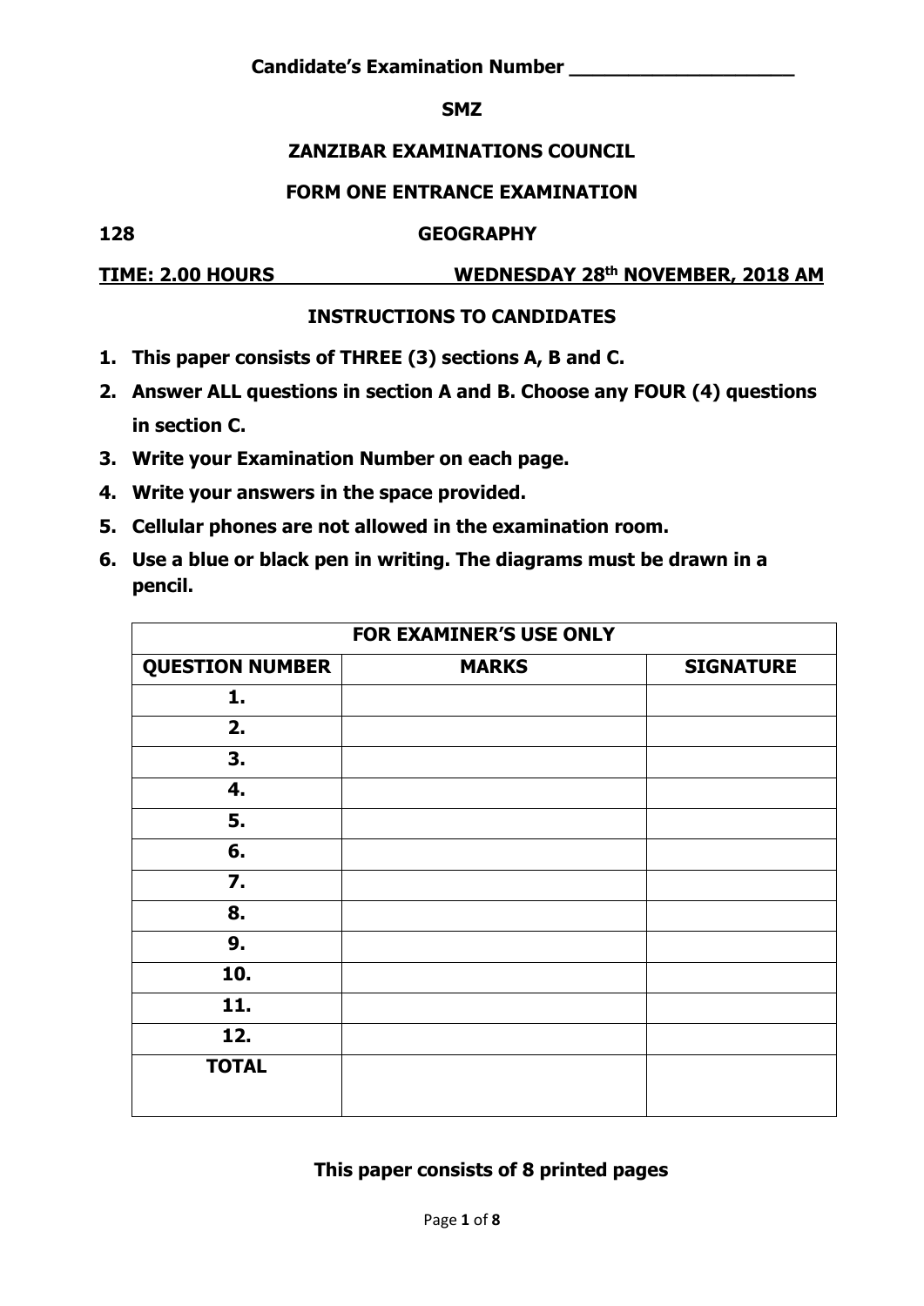**Candidate's Examination Number \_\_\_\_\_\_\_\_\_\_\_\_\_\_\_\_\_\_\_\_**

# SMZ

## ZANZIBAR EXAMINATIONS COUNCIL

## FORM ONE ENTRANCE EXAMINATION

**128** **GEOGRAPHY**

**TIME: 2.00 HOURS** **WEDNESDAY 28th NOVEMBER, 2018 AM**

### INSTRUCTIONS TO CANDIDATES

1. **This paper consists of THREE (3) sections A, B and C.**
2. **Answer ALL questions in section A and B. Choose any FOUR (4) questions in section C.**
3. **Write your Examination Number on each page.**
4. **Write your answers in the space provided.**
5. **Cellular phones are not allowed in the examination room.**
6. **Use a blue or black pen in writing. The diagrams must be drawn in a pencil.**

| FOR EXAMINER'S USE ONLY | | |
|---|---|---|
| **QUESTION NUMBER** | **MARKS** | **SIGNATURE** |
| **1.** | | |
| **2.** | | |
| **3.** | | |
| **4.** | | |
| **5.** | | |
| **6.** | | |
| **7.** | | |
| **8.** | | |
| **9.** | | |
| **10.** | | |
| **11.** | | |
| **12.** | | |
| **TOTAL** | | |

**This paper consists of 8 printed pages**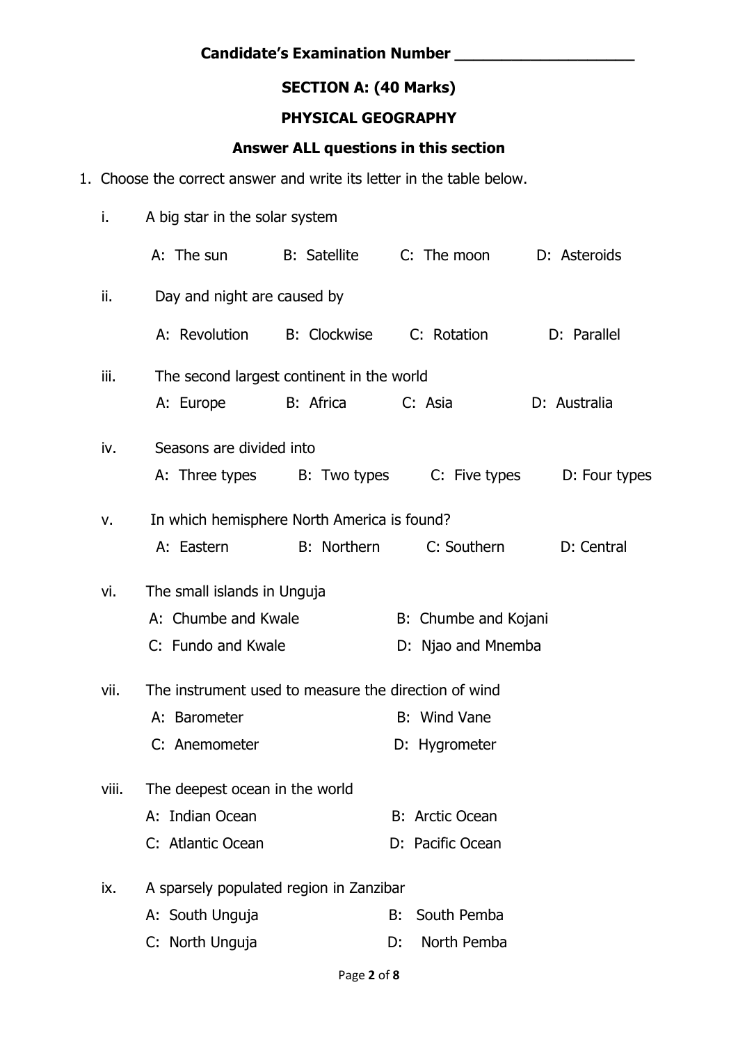**Candidate's Examination Number ____________________**

## SECTION A: (40 Marks)

## PHYSICAL GEOGRAPHY

**Answer ALL questions in this section**

1. Choose the correct answer and write its letter in the table below.

   i. A big star in the solar system

      A: The sun  B: Satellite  C: The moon  D: Asteroids

   ii. Day and night are caused by

      A: Revolution  B: Clockwise  C: Rotation  D: Parallel

   iii. The second largest continent in the world

      A: Europe  B: Africa  C: Asia  D: Australia

   iv. Seasons are divided into

      A: Three types  B: Two types  C: Five types  D: Four types

   v. In which hemisphere North America is found?

      A: Eastern  B: Northern  C: Southern  D: Central

   vi. The small islands in Unguja

      A: Chumbe and Kwale  B: Chumbe and Kojani
      C: Fundo and Kwale  D: Njao and Mnemba

   vii. The instrument used to measure the direction of wind

      A: Barometer  B: Wind Vane
      C: Anemometer  D: Hygrometer

   viii. The deepest ocean in the world

      A: Indian Ocean  B: Arctic Ocean
      C: Atlantic Ocean  D: Pacific Ocean

   ix. A sparsely populated region in Zanzibar

      A: South Unguja  B: South Pemba
      C: North Unguja  D: North Pemba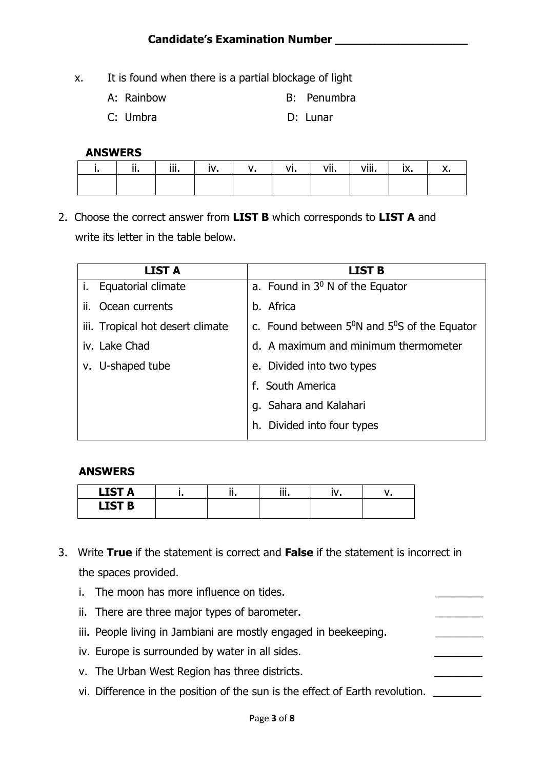**Candidate's Examination Number ____________________**

x. It is found when there is a partial blockage of light

A: Rainbow B: Penumbra

C: Umbra D: Lunar

**ANSWERS**

| i. | ii. | iii. | iv. | v. | vi. | vii. | viii. | ix. | x. |
|---|---|---|---|---|---|---|---|---|---|
| | | | | | | | | | |

2. Choose the correct answer from **LIST B** which corresponds to **LIST A** and write its letter in the table below.

| LIST A | LIST B |
|---|---|
| i. Equatorial climate | a. Found in $3^0$ N of the Equator |
| ii. Ocean currents | b. Africa |
| iii. Tropical hot desert climate | c. Found between $5^0$N and $5^0$S of the Equator |
| iv. Lake Chad | d. A maximum and minimum thermometer |
| v. U-shaped tube | e. Divided into two types |
| | f. South America |
| | g. Sahara and Kalahari |
| | h. Divided into four types |

**ANSWERS**

| LIST A | i. | ii. | iii. | iv. | v. |
|---|---|---|---|---|---|
| LIST B | | | | | |

3. Write **True** if the statement is correct and **False** if the statement is incorrect in the spaces provided.

i. The moon has more influence on tides. ________

ii. There are three major types of barometer. ________

iii. People living in Jambiani are mostly engaged in beekeeping. ________

iv. Europe is surrounded by water in all sides. ________

v. The Urban West Region has three districts. ________

vi. Difference in the position of the sun is the effect of Earth revolution. ________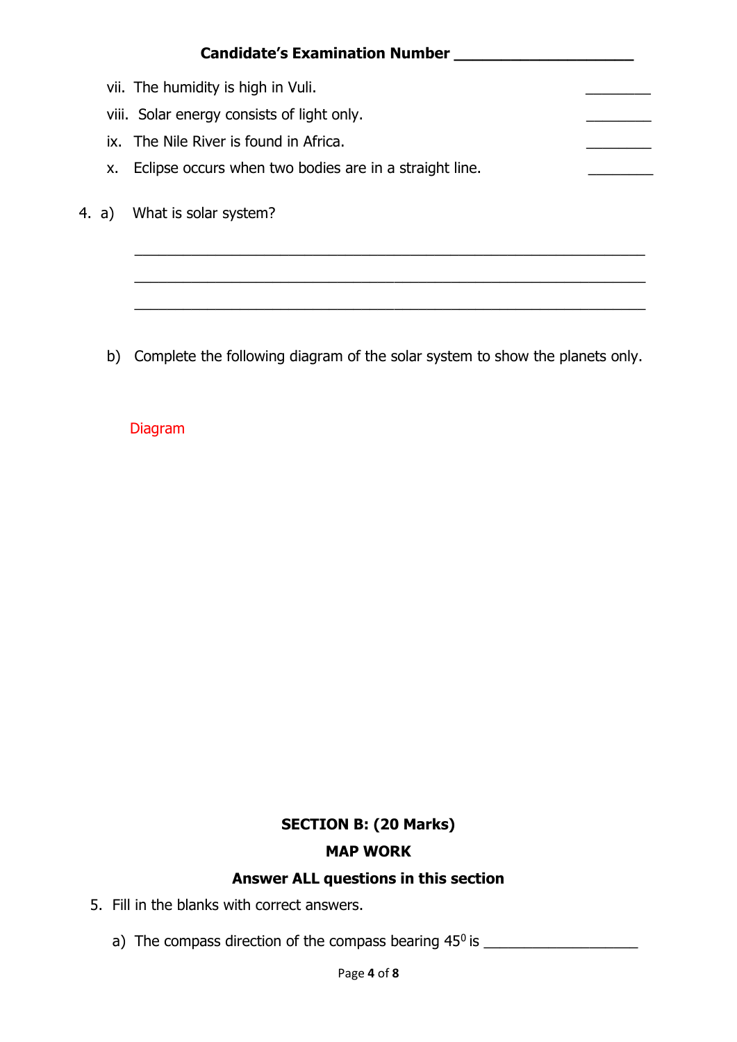**Candidate's Examination Number ____________________**

vii. The humidity is high in Vuli. ________

viii. Solar energy consists of light only. ________

ix. The Nile River is found in Africa. ________

x. Eclipse occurs when two bodies are in a straight line. ________

4. a) What is solar system?

__________________________________________________________

__________________________________________________________

__________________________________________________________

b) Complete the following diagram of the solar system to show the planets only.

Diagram

## SECTION B: (20 Marks)

## MAP WORK

**Answer ALL questions in this section**

5. Fill in the blanks with correct answers.

a) The compass direction of the compass bearing $45^0$ is ___________________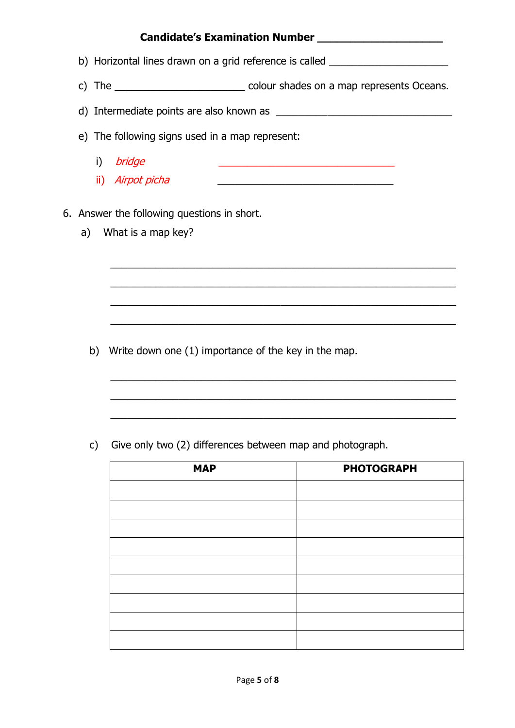**Candidate's Examination Number ____________________**

b) Horizontal lines drawn on a grid reference is called ____________________

c) The ______________________ colour shades on a map represents Oceans.

d) Intermediate points are also known as ______________________________

e) The following signs used in a map represent:

   i) *bridge* ______________________________

   ii) *Airpot picha* ______________________________

6. Answer the following questions in short.

   a) What is a map key?

   ____________________________________________________________

   ____________________________________________________________

   ____________________________________________________________

   ____________________________________________________________

   b) Write down one (1) importance of the key in the map.

   ____________________________________________________________

   ____________________________________________________________

   ____________________________________________________________

   c) Give only two (2) differences between map and photograph.

| MAP | PHOTOGRAPH |
| --- | --- |
| | |
| | |
| | |
| | |
| | |
| | |
| | |
| | |
| | |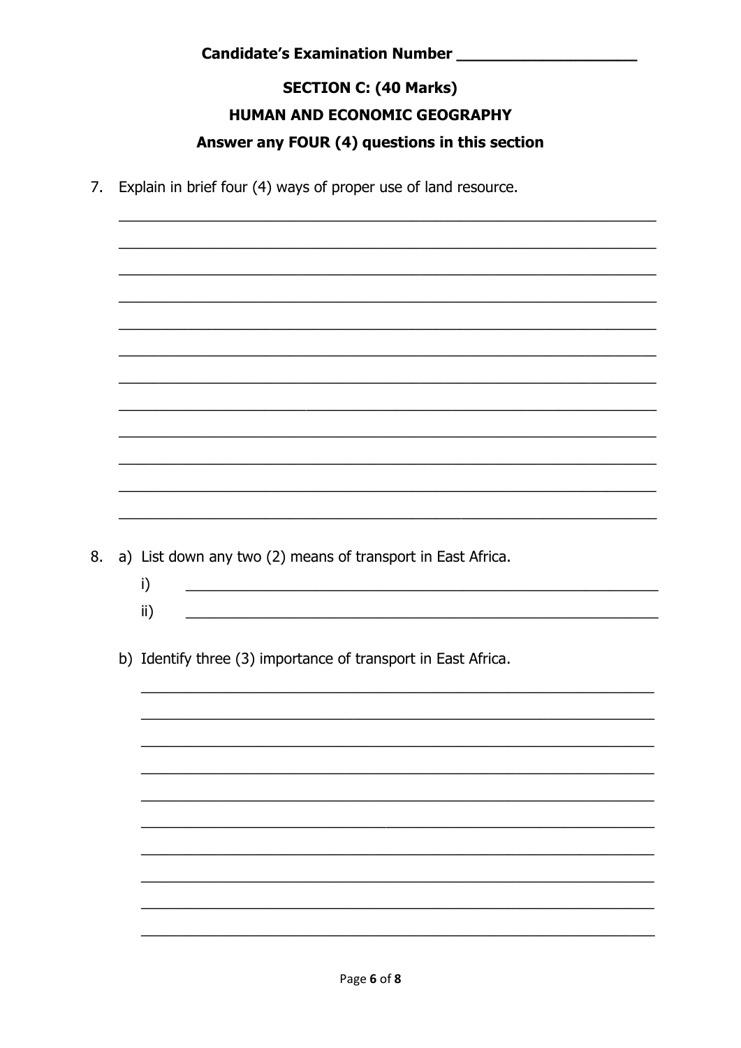Candidate's Examination Number ____________________

## SECTION C: (40 Marks)

## HUMAN AND ECONOMIC GEOGRAPHY

**Answer any FOUR (4) questions in this section**

7. Explain in brief four (4) ways of proper use of land resource.

____________________________________________________________________
____________________________________________________________________
____________________________________________________________________
____________________________________________________________________
____________________________________________________________________
____________________________________________________________________
____________________________________________________________________
____________________________________________________________________
____________________________________________________________________
____________________________________________________________________
____________________________________________________________________
____________________________________________________________________

8. a) List down any two (2) means of transport in East Africa.

   i) ____________________________________________________________
   
   ii) ____________________________________________________________

   b) Identify three (3) importance of transport in East Africa.

____________________________________________________________________
____________________________________________________________________
____________________________________________________________________
____________________________________________________________________
____________________________________________________________________
____________________________________________________________________
____________________________________________________________________
____________________________________________________________________
____________________________________________________________________
____________________________________________________________________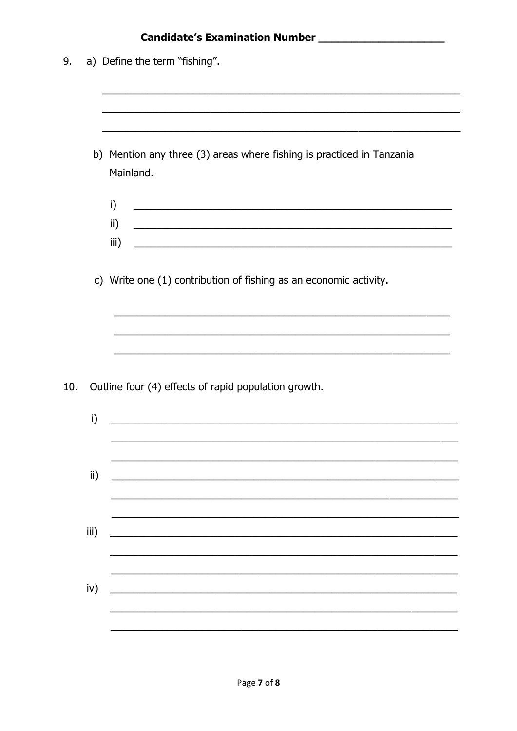**Candidate's Examination Number ____________________**

9. a) Define the term "fishing".

______________________________________________________________

______________________________________________________________

______________________________________________________________

b) Mention any three (3) areas where fishing is practiced in Tanzania Mainland.

i) ______________________________________________________

ii) ______________________________________________________

iii) ______________________________________________________

c) Write one (1) contribution of fishing as an economic activity.

______________________________________________________________

______________________________________________________________

______________________________________________________________

10. Outline four (4) effects of rapid population growth.

i) ______________________________________________________________

______________________________________________________________

______________________________________________________________

ii) ______________________________________________________________

______________________________________________________________

______________________________________________________________

iii) ______________________________________________________________

______________________________________________________________

______________________________________________________________

iv) ______________________________________________________________

______________________________________________________________

______________________________________________________________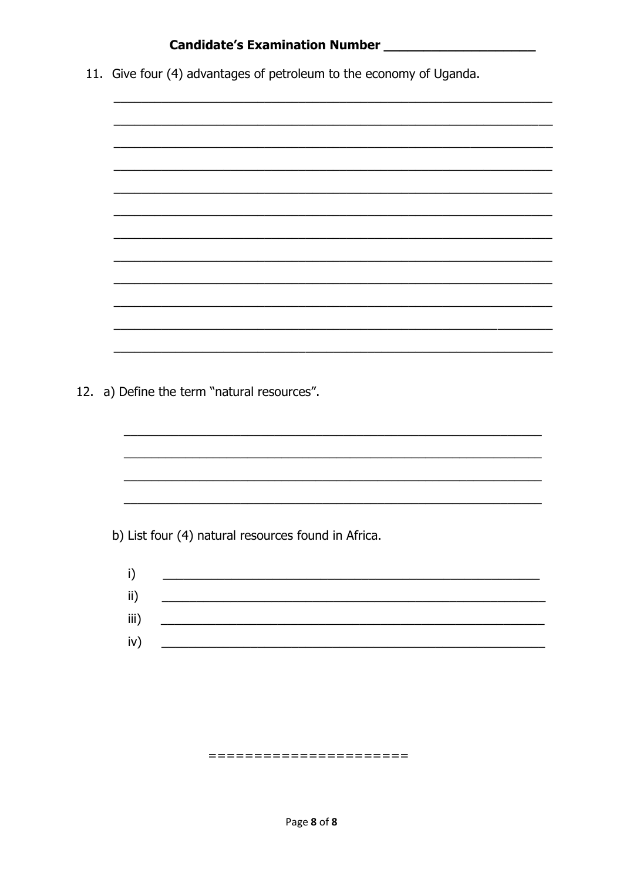**Candidate's Examination Number ____________________**

11. Give four (4) advantages of petroleum to the economy of Uganda.

_______________________________________________________________

_______________________________________________________________

_______________________________________________________________

_______________________________________________________________

_______________________________________________________________

_______________________________________________________________

_______________________________________________________________

_______________________________________________________________

_______________________________________________________________

_______________________________________________________________

_______________________________________________________________

_______________________________________________________________

12. a) Define the term "natural resources".

_______________________________________________________________

_______________________________________________________________

_______________________________________________________________

_______________________________________________________________

b) List four (4) natural resources found in Africa.

i) _______________________________________________________

ii) _______________________________________________________

iii) _______________________________________________________

iv) _______________________________________________________

=====================